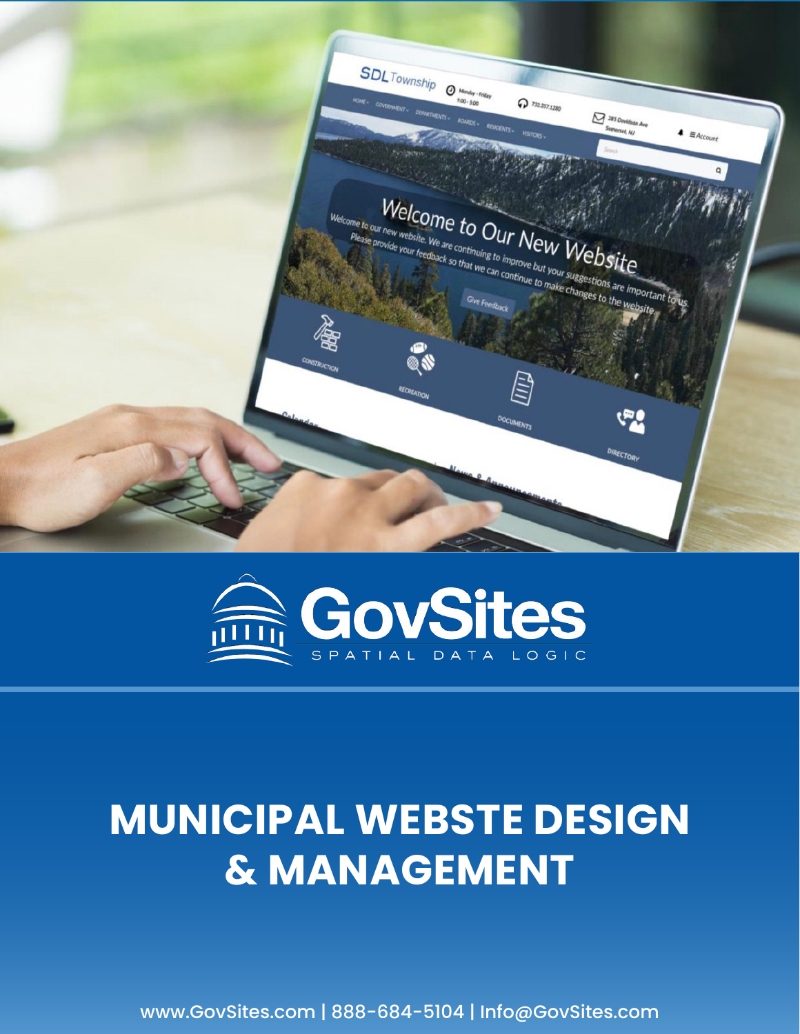GovSites

SPATIAL DATA LOGIC

# MUNICIPAL WEBSTE DESIGN & MANAGEMENT

www.GovSites.com | 888-684-5104 | Info@GovSites.com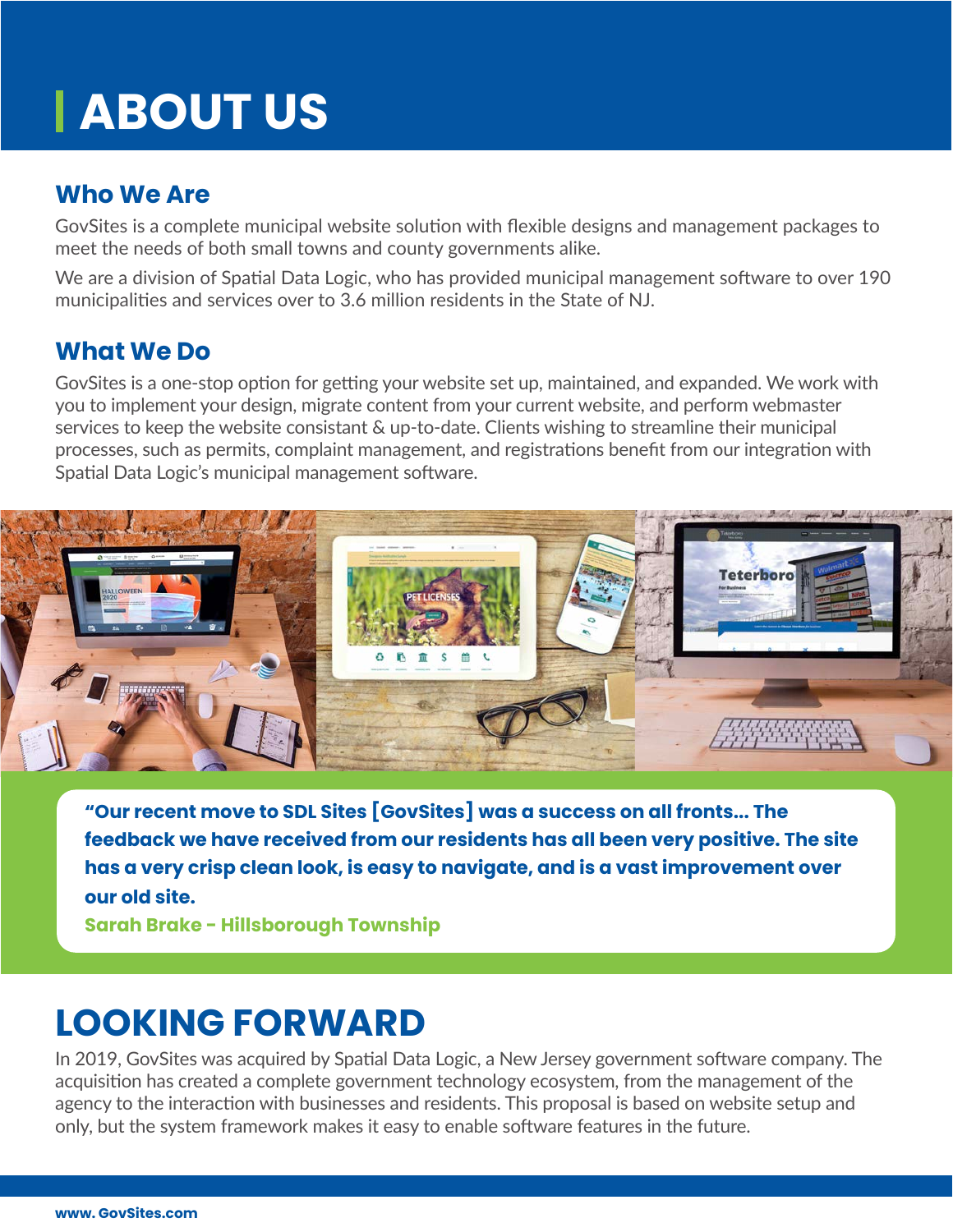# ABOUT US

## Who We Are

GovSites is a complete municipal website solution with flexible designs and management packages to meet the needs of both small towns and county governments alike.

We are a division of Spatial Data Logic, who has provided municipal management software to over 190 municipalities and services over to 3.6 million residents in the State of NJ.

## What We Do

GovSites is a one-stop option for getting your website set up, maintained, and expanded. We work with you to implement your design, migrate content from your current website, and perform webmaster services to keep the website consistant & up-to-date. Clients wishing to streamline their municipal processes, such as permits, complaint management, and registrations benefit from our integration with Spatial Data Logic's municipal management software.

**"Our recent move to SDL Sites [GovSites] was a success on all fronts... The feedback we have received from our residents has all been very positive. The site has a very crisp clean look, is easy to navigate, and is a vast improvement over our old site.**

**Sarah Brake - Hillsborough Township**

# LOOKING FORWARD

In 2019, GovSites was acquired by Spatial Data Logic, a New Jersey government software company. The acquisition has created a complete government technology ecosystem, from the management of the agency to the interaction with businesses and residents. This proposal is based on website setup and only, but the system framework makes it easy to enable software features in the future.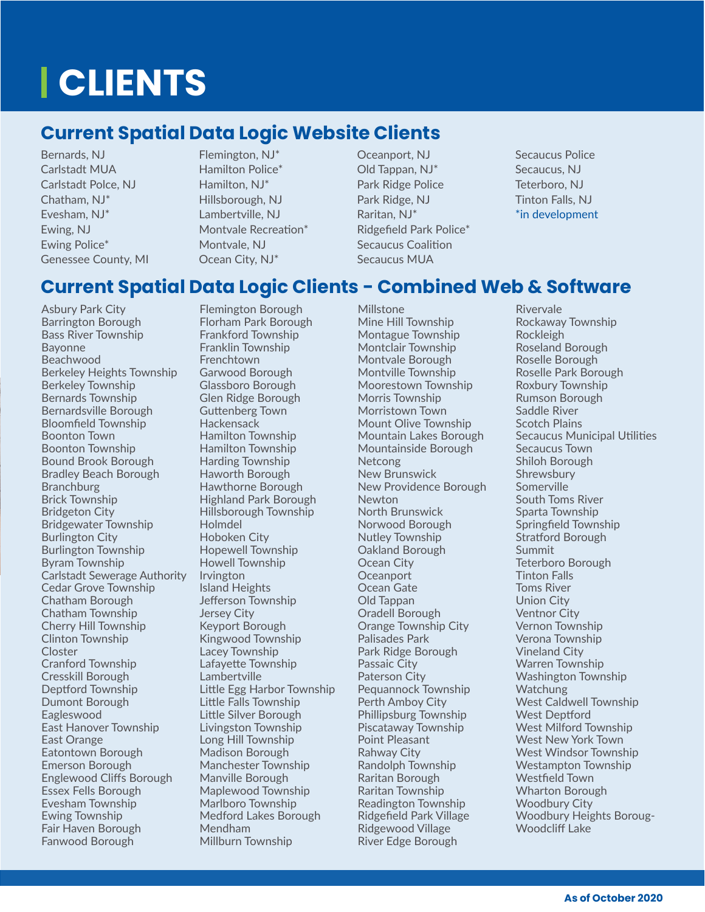# CLIENTS

## Current Spatial Data Logic Website Clients

- Bernards, NJ
- Carlstadt MUA
- Carlstadt Polce, NJ
- Chatham, NJ*
- Evesham, NJ*
- Ewing, NJ
- Ewing Police*
- Genessee County, MI
- Flemington, NJ*
- Hamilton Police*
- Hamilton, NJ*
- Hillsborough, NJ
- Lambertville, NJ
- Montvale Recreation*
- Montvale, NJ
- Ocean City, NJ*
- Oceanport, NJ
- Old Tappan, NJ*
- Park Ridge Police
- Park Ridge, NJ
- Raritan, NJ*
- Ridgefield Park Police*
- Secaucus Coalition
- Secaucus MUA
- Secaucus Police
- Secaucus, NJ
- Teterboro, NJ
- Tinton Falls, NJ

*in development

## Current Spatial Data Logic Clients - Combined Web & Software

- Asbury Park City
- Barrington Borough
- Bass River Township
- Bayonne
- Beachwood
- Berkeley Heights Township
- Berkeley Township
- Bernards Township
- Bernardsville Borough
- Bloomfield Township
- Boonton Town
- Boonton Township
- Bound Brook Borough
- Bradley Beach Borough
- Branchburg
- Brick Township
- Bridgeton City
- Bridgewater Township
- Burlington City
- Burlington Township
- Byram Township
- Carlstadt Sewerage Authority
- Cedar Grove Township
- Chatham Borough
- Chatham Township
- Cherry Hill Township
- Clinton Township
- Closter
- Cranford Township
- Cresskill Borough
- Deptford Township
- Dumont Borough
- Eagleswood
- East Hanover Township
- East Orange
- Eatontown Borough
- Emerson Borough
- Englewood Cliffs Borough
- Essex Fells Borough
- Evesham Township
- Ewing Township
- Fair Haven Borough
- Fanwood Borough
- Flemington Borough
- Florham Park Borough
- Frankford Township
- Franklin Township
- Frenchtown
- Garwood Borough
- Glassboro Borough
- Glen Ridge Borough
- Guttenberg Town
- Hackensack
- Hamilton Township
- Hamilton Township
- Harding Township
- Haworth Borough
- Hawthorne Borough
- Highland Park Borough
- Hillsborough Township
- Holmdel
- Hoboken City
- Hopewell Township
- Howell Township
- Irvington
- Island Heights
- Jefferson Township
- Jersey City
- Keyport Borough
- Kingwood Township
- Lacey Township
- Lafayette Township
- Lambertville
- Little Egg Harbor Township
- Little Falls Township
- Little Silver Borough
- Livingston Township
- Long Hill Township
- Madison Borough
- Manchester Township
- Manville Borough
- Maplewood Township
- Marlboro Township
- Medford Lakes Borough
- Mendham
- Millburn Township
- Millstone
- Mine Hill Township
- Montague Township
- Montclair Township
- Montvale Borough
- Montville Township
- Moorestown Township
- Morris Township
- Morristown Town
- Mount Olive Township
- Mountain Lakes Borough
- Mountainside Borough
- Netcong
- New Brunswick
- New Providence Borough
- Newton
- North Brunswick
- Norwood Borough
- Nutley Township
- Oakland Borough
- Ocean City
- Oceanport
- Ocean Gate
- Old Tappan
- Oradell Borough
- Orange Township City
- Palisades Park
- Park Ridge Borough
- Passaic City
- Paterson City
- Pequannock Township
- Perth Amboy City
- Phillipsburg Township
- Piscataway Township
- Point Pleasant
- Rahway City
- Randolph Township
- Raritan Borough
- Raritan Township
- Readington Township
- Ridgefield Park Village
- Ridgewood Village
- River Edge Borough
- Rivervale
- Rockaway Township
- Rockleigh
- Roseland Borough
- Roselle Borough
- Roselle Park Borough
- Roxbury Township
- Rumson Borough
- Saddle River
- Scotch Plains
- Secaucus Municipal Utilities
- Secaucus Town
- Shiloh Borough
- Shrewsbury
- Somerville
- South Toms River
- Sparta Township
- Springfield Township
- Stratford Borough
- Summit
- Teterboro Borough
- Tinton Falls
- Toms River
- Union City
- Ventnor City
- Vernon Township
- Verona Township
- Vineland City
- Warren Township
- Washington Township
- Watchung
- West Caldwell Township
- West Deptford
- West Milford Township
- West New York Town
- West Windsor Township
- Westampton Township
- Westfield Town
- Wharton Borough
- Woodbury City
- Woodbury Heights Borough
- Woodcliff Lake

**As of October 2020**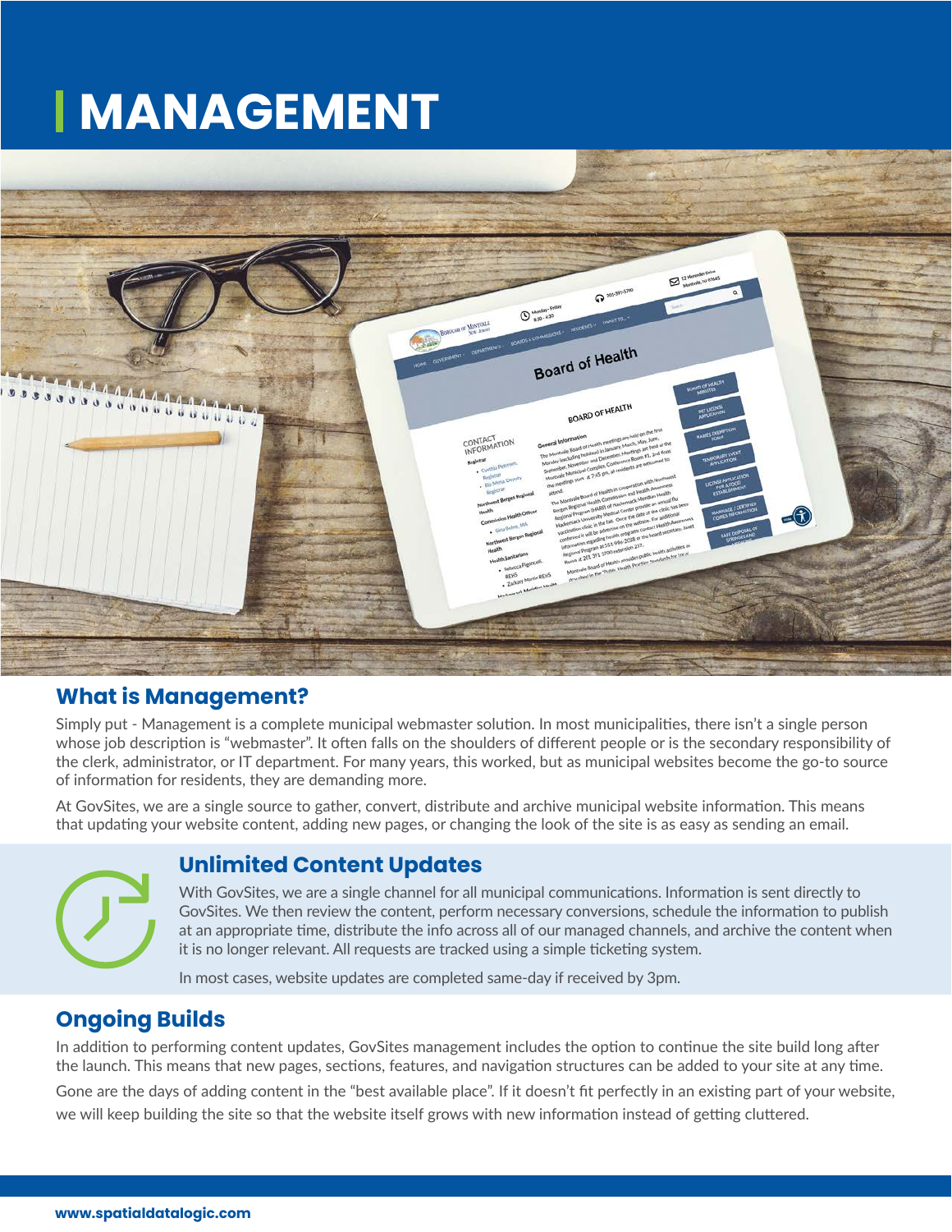# MANAGEMENT

## What is Management?

Simply put - Management is a complete municipal webmaster solution. In most municipalities, there isn't a single person whose job description is "webmaster". It often falls on the shoulders of different people or is the secondary responsibility of the clerk, administrator, or IT department. For many years, this worked, but as municipal websites become the go-to source of information for residents, they are demanding more.

At GovSites, we are a single source to gather, convert, distribute and archive municipal website information. This means that updating your website content, adding new pages, or changing the look of the site is as easy as sending an email.

## Unlimited Content Updates

With GovSites, we are a single channel for all municipal communications. Information is sent directly to GovSites. We then review the content, perform necessary conversions, schedule the information to publish at an appropriate time, distribute the info across all of our managed channels, and archive the content when it is no longer relevant. All requests are tracked using a simple ticketing system.

In most cases, website updates are completed same-day if received by 3pm.

## Ongoing Builds

In addition to performing content updates, GovSites management includes the option to continue the site build long after the launch. This means that new pages, sections, features, and navigation structures can be added to your site at any time.

Gone are the days of adding content in the "best available place". If it doesn't fit perfectly in an existing part of your website, we will keep building the site so that the website itself grows with new information instead of getting cluttered.

www.spatialdatalogic.com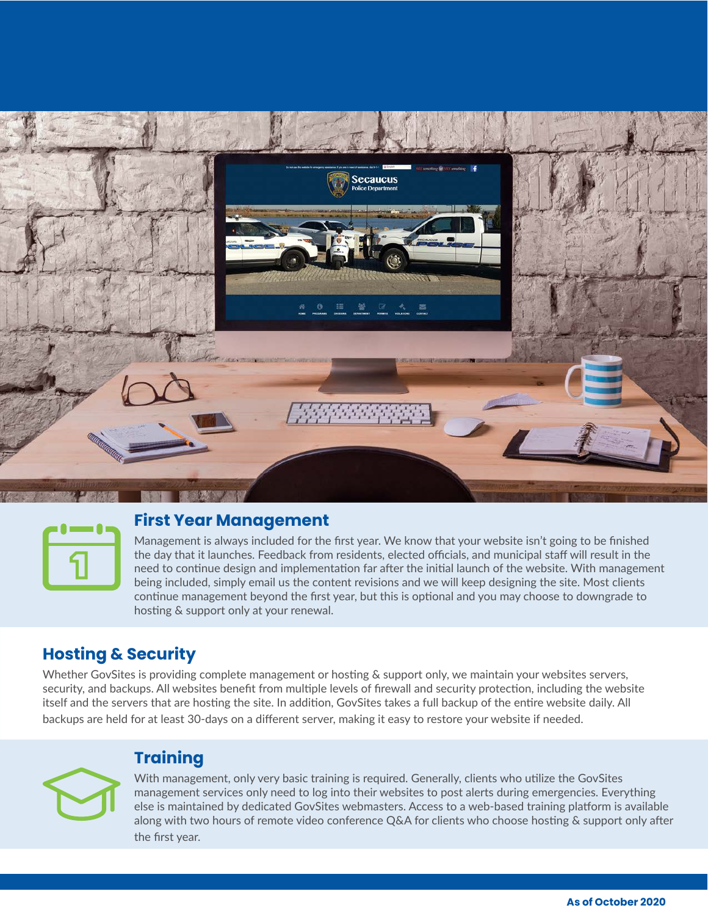## First Year Management

Management is always included for the first year. We know that your website isn't going to be finished the day that it launches. Feedback from residents, elected officials, and municipal staff will result in the need to continue design and implementation far after the initial launch of the website. With management being included, simply email us the content revisions and we will keep designing the site. Most clients continue management beyond the first year, but this is optional and you may choose to downgrade to hosting & support only at your renewal.

## Hosting & Security

Whether GovSites is providing complete management or hosting & support only, we maintain your websites servers, security, and backups. All websites benefit from multiple levels of firewall and security protection, including the website itself and the servers that are hosting the site. In addition, GovSites takes a full backup of the entire website daily. All backups are held for at least 30-days on a different server, making it easy to restore your website if needed.

## Training

With management, only very basic training is required. Generally, clients who utilize the GovSites management services only need to log into their websites to post alerts during emergencies. Everything else is maintained by dedicated GovSites webmasters. Access to a web-based training platform is available along with two hours of remote video conference Q&A for clients who choose hosting & support only after the first year.

**As of October 2020**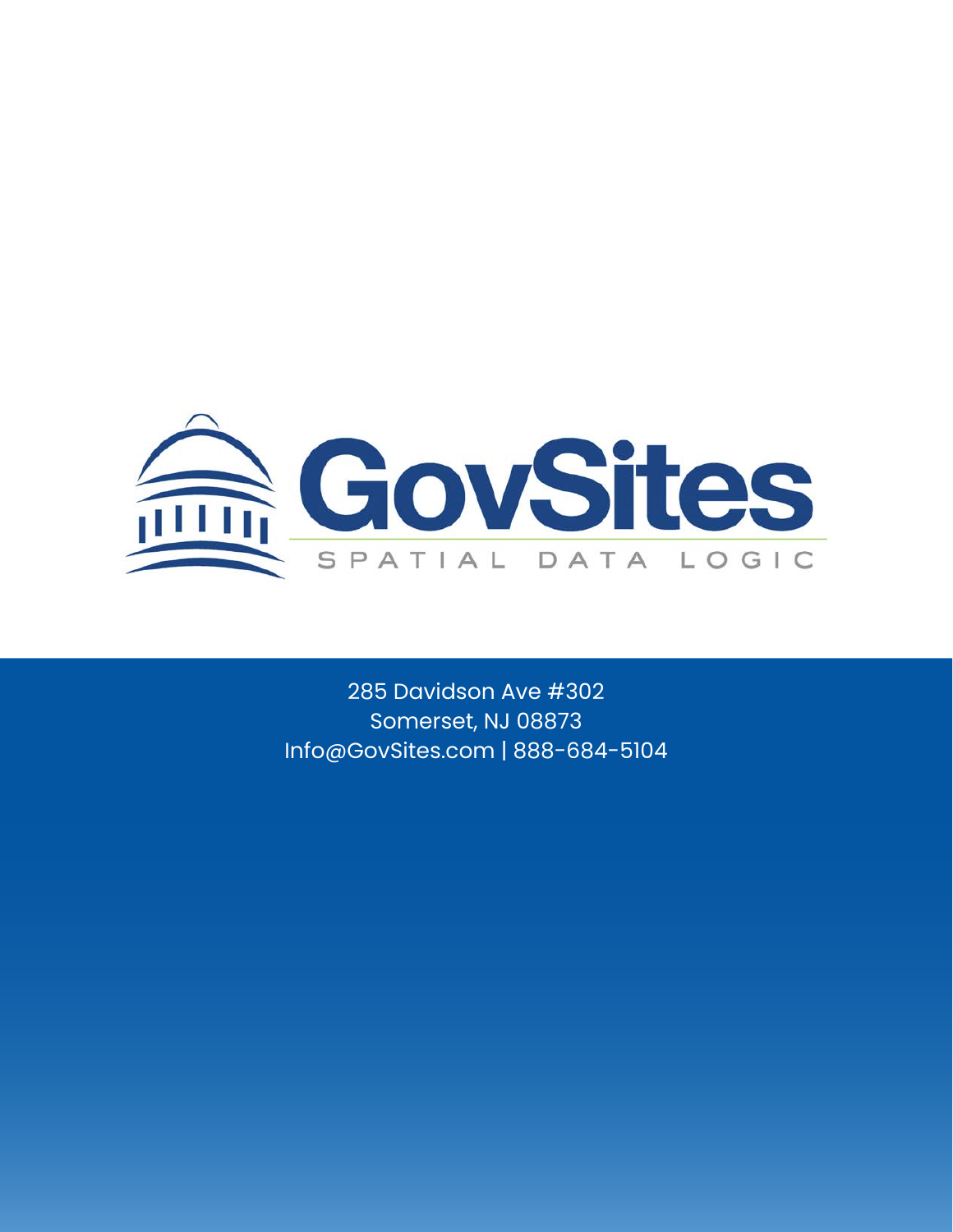GovSites

SPATIAL DATA LOGIC

285 Davidson Ave #302
Somerset, NJ 08873
Info@GovSites.com | 888-684-5104